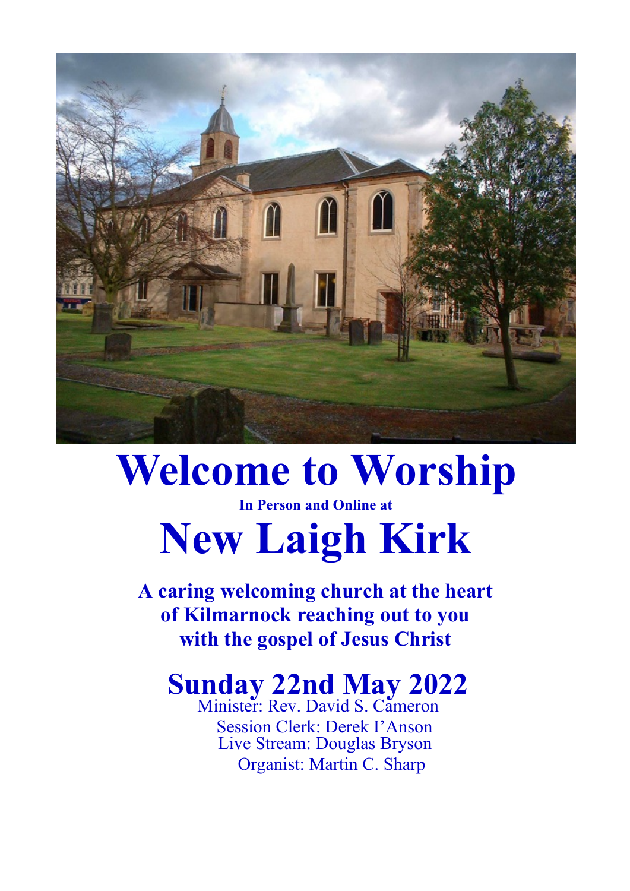# Welcome to Worship

**In Person and Online at**

# New Laigh Kirk

**A caring welcoming church at the heart of Kilmarnock reaching out to you with the gospel of Jesus Christ**

## Sunday 22nd May 2022

Minister: Rev. David S. Cameron
Session Clerk: Derek I'Anson
Live Stream: Douglas Bryson
Organist: Martin C. Sharp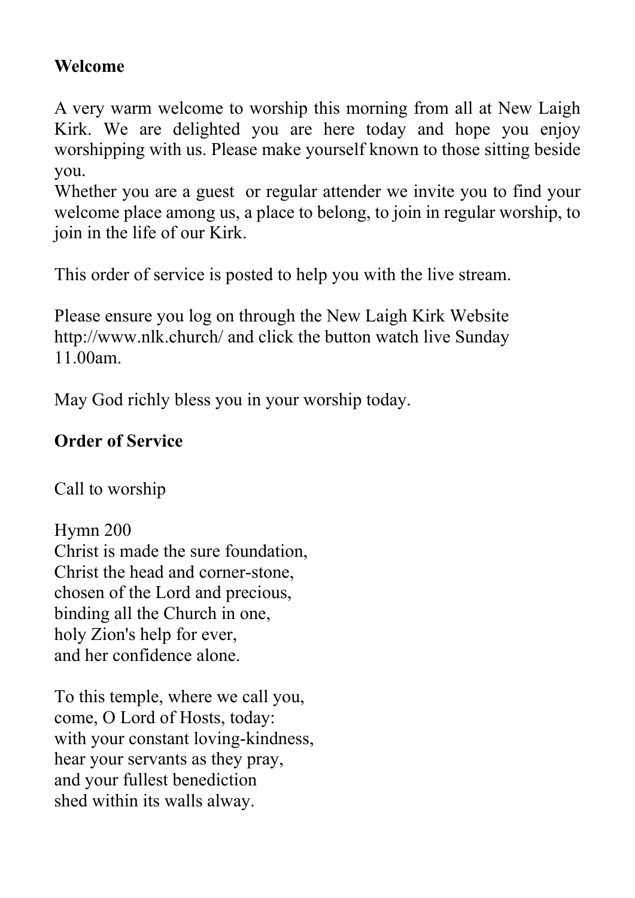**Welcome**

A very warm welcome to worship this morning from all at New Laigh Kirk. We are delighted you are here today and hope you enjoy worshipping with us. Please make yourself known to those sitting beside you.
Whether you are a guest or regular attender we invite you to find your welcome place among us, a place to belong, to join in regular worship, to join in the life of our Kirk.

This order of service is posted to help you with the live stream.

Please ensure you log on through the New Laigh Kirk Website http://www.nlk.church/ and click the button watch live Sunday 11.00am.

May God richly bless you in your worship today.

**Order of Service**

Call to worship

Hymn 200
Christ is made the sure foundation,
Christ the head and corner-stone,
chosen of the Lord and precious,
binding all the Church in one,
holy Zion's help for ever,
and her confidence alone.

To this temple, where we call you,
come, O Lord of Hosts, today:
with your constant loving-kindness,
hear your servants as they pray,
and your fullest benediction
shed within its walls alway.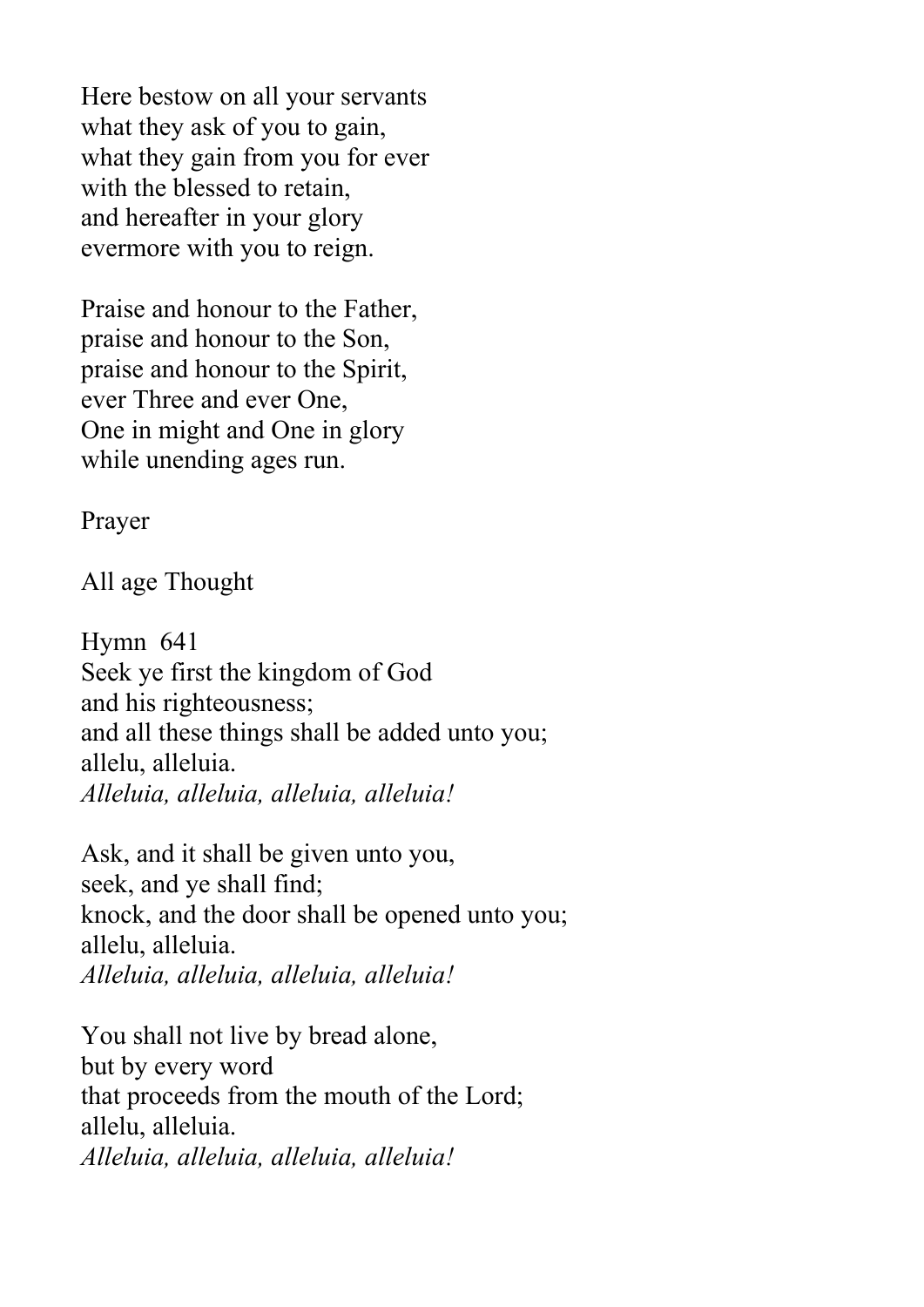Here bestow on all your servants
what they ask of you to gain,
what they gain from you for ever
with the blessed to retain,
and hereafter in your glory
evermore with you to reign.

Praise and honour to the Father,
praise and honour to the Son,
praise and honour to the Spirit,
ever Three and ever One,
One in might and One in glory
while unending ages run.

Prayer

All age Thought

Hymn 641
Seek ye first the kingdom of God
and his righteousness;
and all these things shall be added unto you;
allelu, alleluia.
*Alleluia, alleluia, alleluia, alleluia!*

Ask, and it shall be given unto you,
seek, and ye shall find;
knock, and the door shall be opened unto you;
allelu, alleluia.
*Alleluia, alleluia, alleluia, alleluia!*

You shall not live by bread alone,
but by every word
that proceeds from the mouth of the Lord;
allelu, alleluia.
*Alleluia, alleluia, alleluia, alleluia!*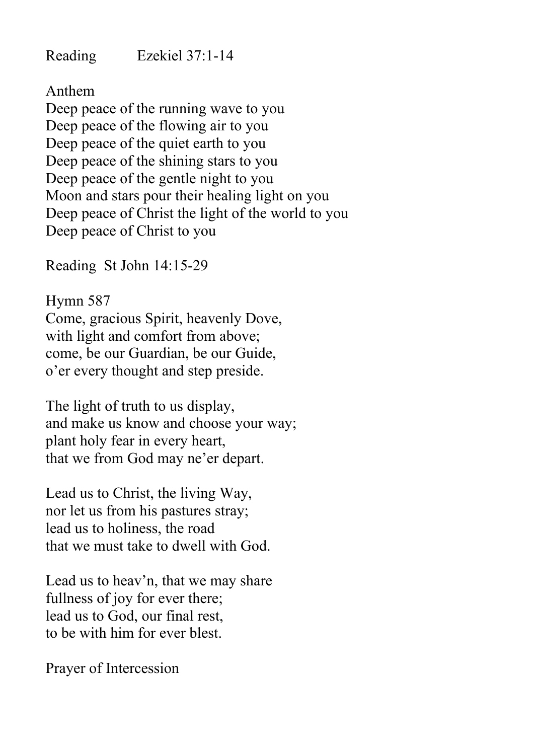Reading Ezekiel 37:1-14

Anthem

Deep peace of the running wave to you
Deep peace of the flowing air to you
Deep peace of the quiet earth to you
Deep peace of the shining stars to you
Deep peace of the gentle night to you
Moon and stars pour their healing light on you
Deep peace of Christ the light of the world to you
Deep peace of Christ to you

Reading St John 14:15-29

Hymn 587

Come, gracious Spirit, heavenly Dove,
with light and comfort from above;
come, be our Guardian, be our Guide,
o'er every thought and step preside.

The light of truth to us display,
and make us know and choose your way;
plant holy fear in every heart,
that we from God may ne'er depart.

Lead us to Christ, the living Way,
nor let us from his pastures stray;
lead us to holiness, the road
that we must take to dwell with God.

Lead us to heav'n, that we may share
fullness of joy for ever there;
lead us to God, our final rest,
to be with him for ever blest.

Prayer of Intercession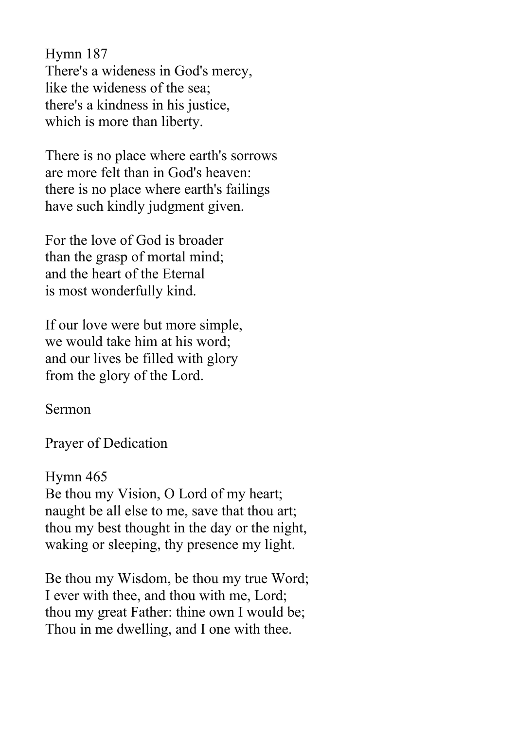Hymn 187
There's a wideness in God's mercy,
like the wideness of the sea;
there's a kindness in his justice,
which is more than liberty.

There is no place where earth's sorrows
are more felt than in God's heaven:
there is no place where earth's failings
have such kindly judgment given.

For the love of God is broader
than the grasp of mortal mind;
and the heart of the Eternal
is most wonderfully kind.

If our love were but more simple,
we would take him at his word;
and our lives be filled with glory
from the glory of the Lord.

Sermon

Prayer of Dedication

Hymn 465
Be thou my Vision, O Lord of my heart;
naught be all else to me, save that thou art;
thou my best thought in the day or the night,
waking or sleeping, thy presence my light.

Be thou my Wisdom, be thou my true Word;
I ever with thee, and thou with me, Lord;
thou my great Father: thine own I would be;
Thou in me dwelling, and I one with thee.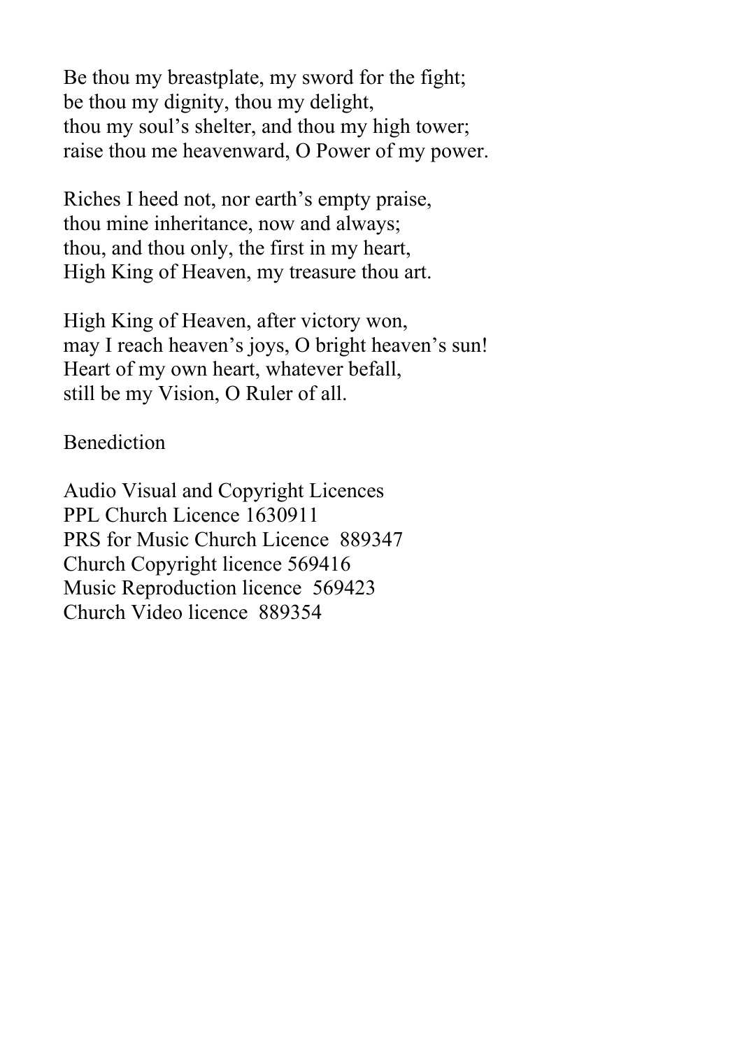Be thou my breastplate, my sword for the fight;
be thou my dignity, thou my delight,
thou my soul's shelter, and thou my high tower;
raise thou me heavenward, O Power of my power.

Riches I heed not, nor earth's empty praise,
thou mine inheritance, now and always;
thou, and thou only, the first in my heart,
High King of Heaven, my treasure thou art.

High King of Heaven, after victory won,
may I reach heaven's joys, O bright heaven's sun!
Heart of my own heart, whatever befall,
still be my Vision, O Ruler of all.

Benediction

Audio Visual and Copyright Licences
PPL Church Licence 1630911
PRS for Music Church Licence 889347
Church Copyright licence 569416
Music Reproduction licence 569423
Church Video licence 889354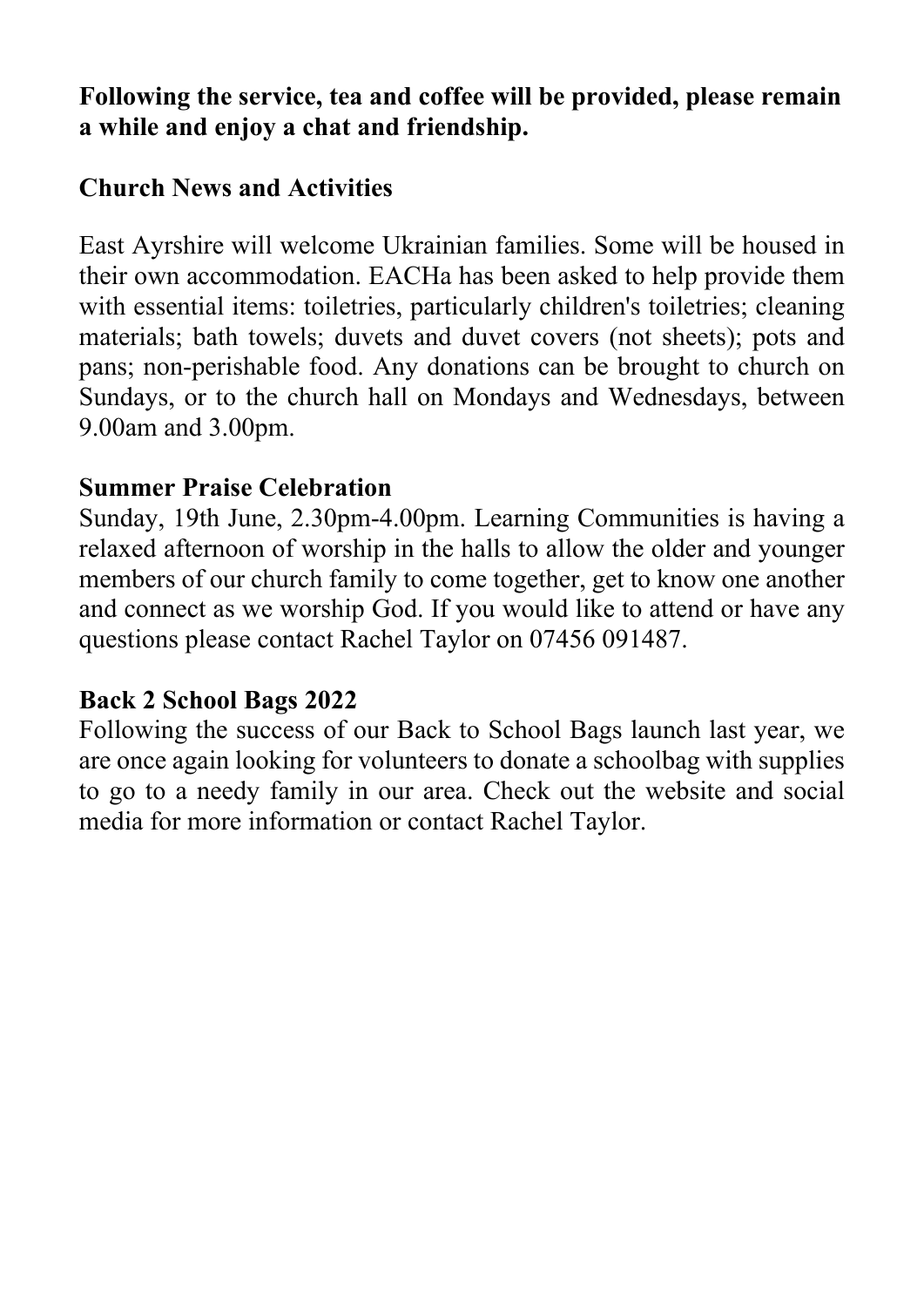**Following the service, tea and coffee will be provided, please remain a while and enjoy a chat and friendship.**

## Church News and Activities

East Ayrshire will welcome Ukrainian families. Some will be housed in their own accommodation. EACHa has been asked to help provide them with essential items: toiletries, particularly children's toiletries; cleaning materials; bath towels; duvets and duvet covers (not sheets); pots and pans; non-perishable food. Any donations can be brought to church on Sundays, or to the church hall on Mondays and Wednesdays, between 9.00am and 3.00pm.

## Summer Praise Celebration

Sunday, 19th June, 2.30pm-4.00pm. Learning Communities is having a relaxed afternoon of worship in the halls to allow the older and younger members of our church family to come together, get to know one another and connect as we worship God. If you would like to attend or have any questions please contact Rachel Taylor on 07456 091487.

## Back 2 School Bags 2022

Following the success of our Back to School Bags launch last year, we are once again looking for volunteers to donate a schoolbag with supplies to go to a needy family in our area. Check out the website and social media for more information or contact Rachel Taylor.